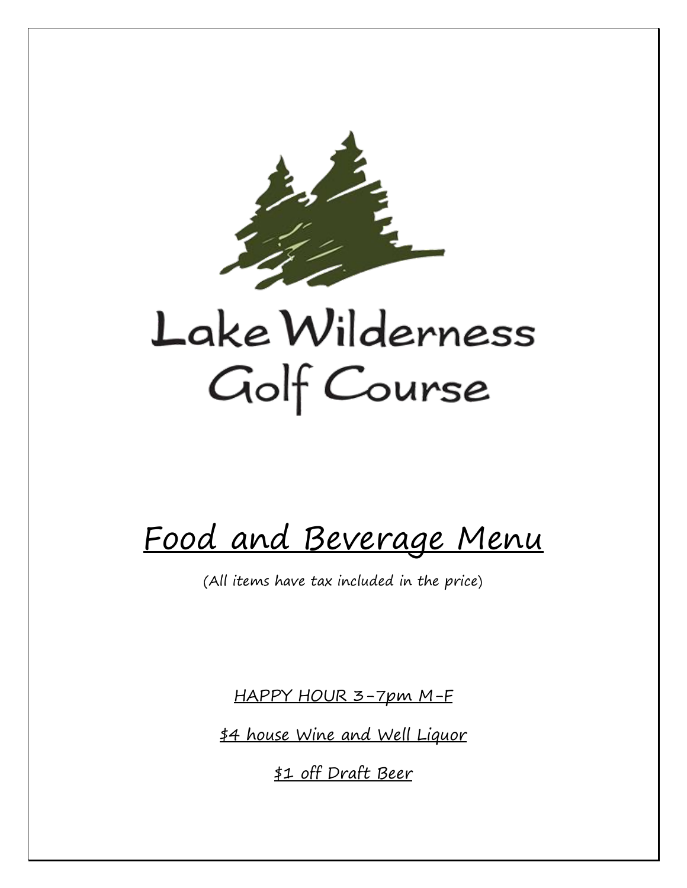# Lake Wilderness Golf Course

## Food and Beverage Menu

(All items have tax included in the price)

HAPPY HOUR 3-7pm M-F

$4 house Wine and Well Liquor

$1 off Draft Beer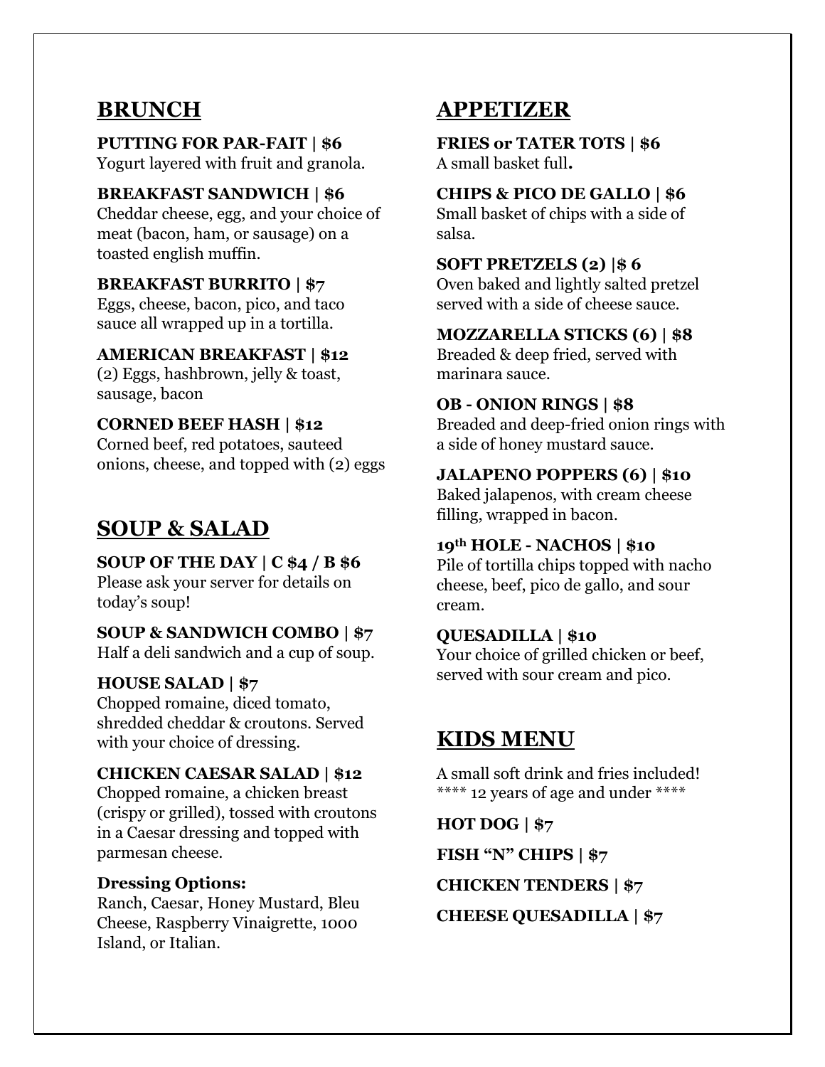## BRUNCH

**PUTTING FOR PAR-FAIT | $6**
Yogurt layered with fruit and granola.

**BREAKFAST SANDWICH | $6**
Cheddar cheese, egg, and your choice of meat (bacon, ham, or sausage) on a toasted english muffin.

**BREAKFAST BURRITO | $7**
Eggs, cheese, bacon, pico, and taco sauce all wrapped up in a tortilla.

**AMERICAN BREAKFAST | $12**
(2) Eggs, hashbrown, jelly & toast, sausage, bacon

**CORNED BEEF HASH | $12**
Corned beef, red potatoes, sauteed onions, cheese, and topped with (2) eggs

## SOUP & SALAD

**SOUP OF THE DAY | C $4 / B $6**
Please ask your server for details on today's soup!

**SOUP & SANDWICH COMBO | $7**
Half a deli sandwich and a cup of soup.

**HOUSE SALAD | $7**
Chopped romaine, diced tomato, shredded cheddar & croutons. Served with your choice of dressing.

**CHICKEN CAESAR SALAD | $12**
Chopped romaine, a chicken breast (crispy or grilled), tossed with croutons in a Caesar dressing and topped with parmesan cheese.

**Dressing Options:**
Ranch, Caesar, Honey Mustard, Bleu Cheese, Raspberry Vinaigrette, 1000 Island, or Italian.

## APPETIZER

**FRIES or TATER TOTS | $6**
A small basket full**.**

**CHIPS & PICO DE GALLO | $6**
Small basket of chips with a side of salsa.

**SOFT PRETZELS (2) |$ 6**
Oven baked and lightly salted pretzel served with a side of cheese sauce.

**MOZZARELLA STICKS (6) | $8**
Breaded & deep fried, served with marinara sauce.

**OB - ONION RINGS | $8**
Breaded and deep-fried onion rings with a side of honey mustard sauce.

**JALAPENO POPPERS (6) | $10**
Baked jalapenos, with cream cheese filling, wrapped in bacon.

**19th HOLE - NACHOS | $10**
Pile of tortilla chips topped with nacho cheese, beef, pico de gallo, and sour cream.

**QUESADILLA | $10**
Your choice of grilled chicken or beef, served with sour cream and pico.

## KIDS MENU

A small soft drink and fries included!
**** 12 years of age and under ****

**HOT DOG | $7**

**FISH "N" CHIPS | $7**

**CHICKEN TENDERS | $7**

**CHEESE QUESADILLA | $7**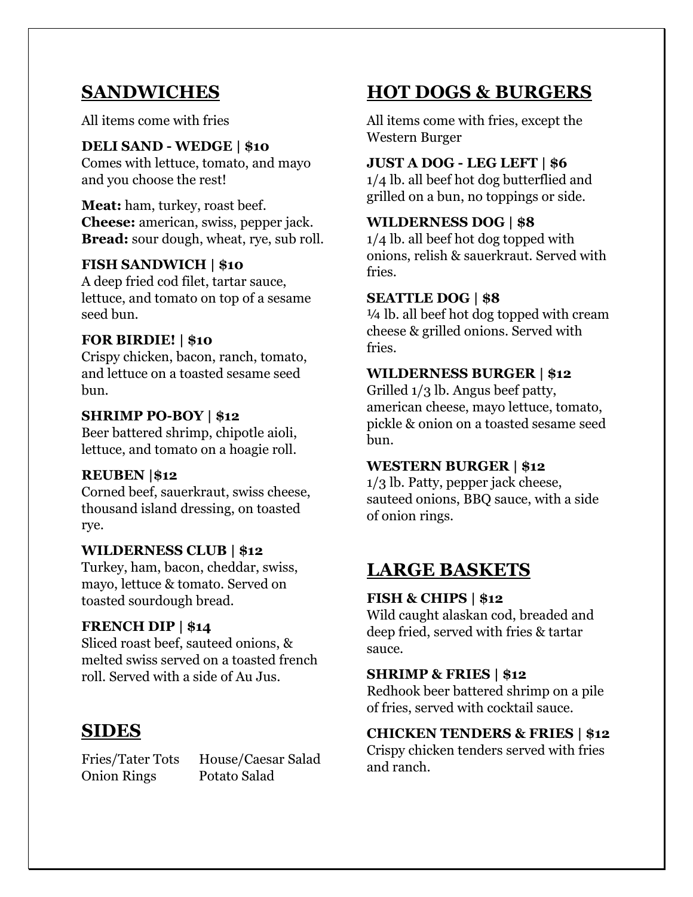## SANDWICHES

All items come with fries

**DELI SAND - WEDGE | $10**
Comes with lettuce, tomato, and mayo and you choose the rest!

**Meat:** ham, turkey, roast beef.
**Cheese:** american, swiss, pepper jack.
**Bread:** sour dough, wheat, rye, sub roll.

**FISH SANDWICH | $10**
A deep fried cod filet, tartar sauce, lettuce, and tomato on top of a sesame seed bun.

**FOR BIRDIE! | $10**
Crispy chicken, bacon, ranch, tomato, and lettuce on a toasted sesame seed bun.

**SHRIMP PO-BOY | $12**
Beer battered shrimp, chipotle aioli, lettuce, and tomato on a hoagie roll.

**REUBEN |$12**
Corned beef, sauerkraut, swiss cheese, thousand island dressing, on toasted rye.

**WILDERNESS CLUB | $12**
Turkey, ham, bacon, cheddar, swiss, mayo, lettuce & tomato. Served on toasted sourdough bread.

**FRENCH DIP | $14**
Sliced roast beef, sauteed onions, & melted swiss served on a toasted french roll. Served with a side of Au Jus.

## SIDES

| | |
|---|---|
| Fries/Tater Tots | House/Caesar Salad |
| Onion Rings | Potato Salad |

## HOT DOGS & BURGERS

All items come with fries, except the Western Burger

**JUST A DOG - LEG LEFT | $6**
1/4 lb. all beef hot dog butterflied and grilled on a bun, no toppings or side.

**WILDERNESS DOG | $8**
1/4 lb. all beef hot dog topped with onions, relish & sauerkraut. Served with fries.

**SEATTLE DOG | $8**
¼ lb. all beef hot dog topped with cream cheese & grilled onions. Served with fries.

**WILDERNESS BURGER | $12**
Grilled 1/3 lb. Angus beef patty, american cheese, mayo lettuce, tomato, pickle & onion on a toasted sesame seed bun.

**WESTERN BURGER | $12**
1/3 lb. Patty, pepper jack cheese, sauteed onions, BBQ sauce, with a side of onion rings.

## LARGE BASKETS

**FISH & CHIPS | $12**
Wild caught alaskan cod, breaded and deep fried, served with fries & tartar sauce.

**SHRIMP & FRIES | $12**
Redhook beer battered shrimp on a pile of fries, served with cocktail sauce.

**CHICKEN TENDERS & FRIES | $12**
Crispy chicken tenders served with fries and ranch.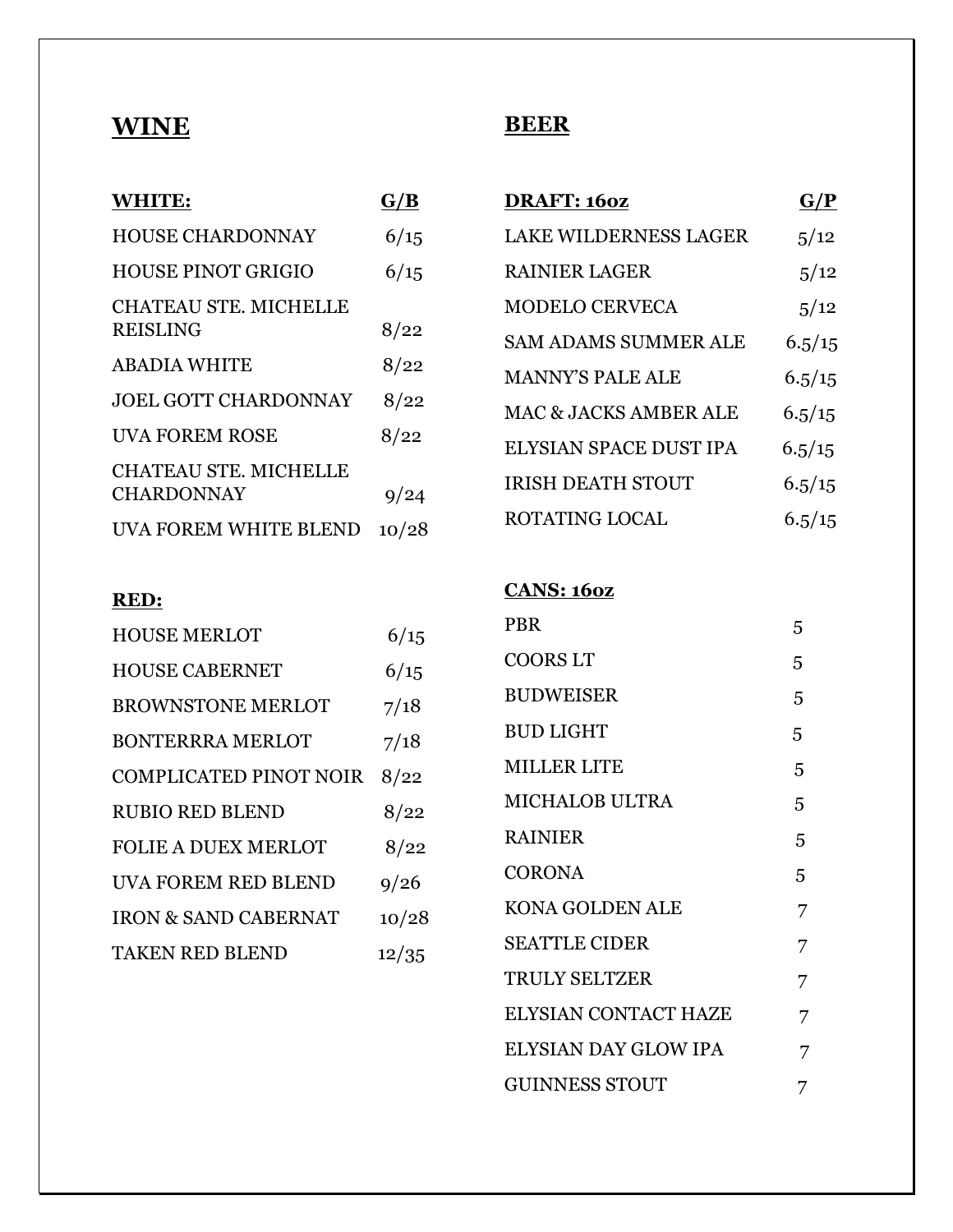## WINE

| WHITE: | G/B |
| --- | --- |
| HOUSE CHARDONNAY | 6/15 |
| HOUSE PINOT GRIGIO | 6/15 |
| CHATEAU STE. MICHELLE REISLING | 8/22 |
| ABADIA WHITE | 8/22 |
| JOEL GOTT CHARDONNAY | 8/22 |
| UVA FOREM ROSE | 8/22 |
| CHATEAU STE. MICHELLE CHARDONNAY | 9/24 |
| UVA FOREM WHITE BLEND | 10/28 |

| RED: | |
| --- | --- |
| HOUSE MERLOT | 6/15 |
| HOUSE CABERNET | 6/15 |
| BROWNSTONE MERLOT | 7/18 |
| BONTERRRA MERLOT | 7/18 |
| COMPLICATED PINOT NOIR | 8/22 |
| RUBIO RED BLEND | 8/22 |
| FOLIE A DUEX MERLOT | 8/22 |
| UVA FOREM RED BLEND | 9/26 |
| IRON & SAND CABERNAT | 10/28 |
| TAKEN RED BLEND | 12/35 |

## BEER

| DRAFT: 16oz | G/P |
| --- | --- |
| LAKE WILDERNESS LAGER | 5/12 |
| RAINIER LAGER | 5/12 |
| MODELO CERVECA | 5/12 |
| SAM ADAMS SUMMER ALE | 6.5/15 |
| MANNY'S PALE ALE | 6.5/15 |
| MAC & JACKS AMBER ALE | 6.5/15 |
| ELYSIAN SPACE DUST IPA | 6.5/15 |
| IRISH DEATH STOUT | 6.5/15 |
| ROTATING LOCAL | 6.5/15 |

| CANS: 16oz | |
| --- | --- |
| PBR | 5 |
| COORS LT | 5 |
| BUDWEISER | 5 |
| BUD LIGHT | 5 |
| MILLER LITE | 5 |
| MICHALOB ULTRA | 5 |
| RAINIER | 5 |
| CORONA | 5 |
| KONA GOLDEN ALE | 7 |
| SEATTLE CIDER | 7 |
| TRULY SELTZER | 7 |
| ELYSIAN CONTACT HAZE | 7 |
| ELYSIAN DAY GLOW IPA | 7 |
| GUINNESS STOUT | 7 |